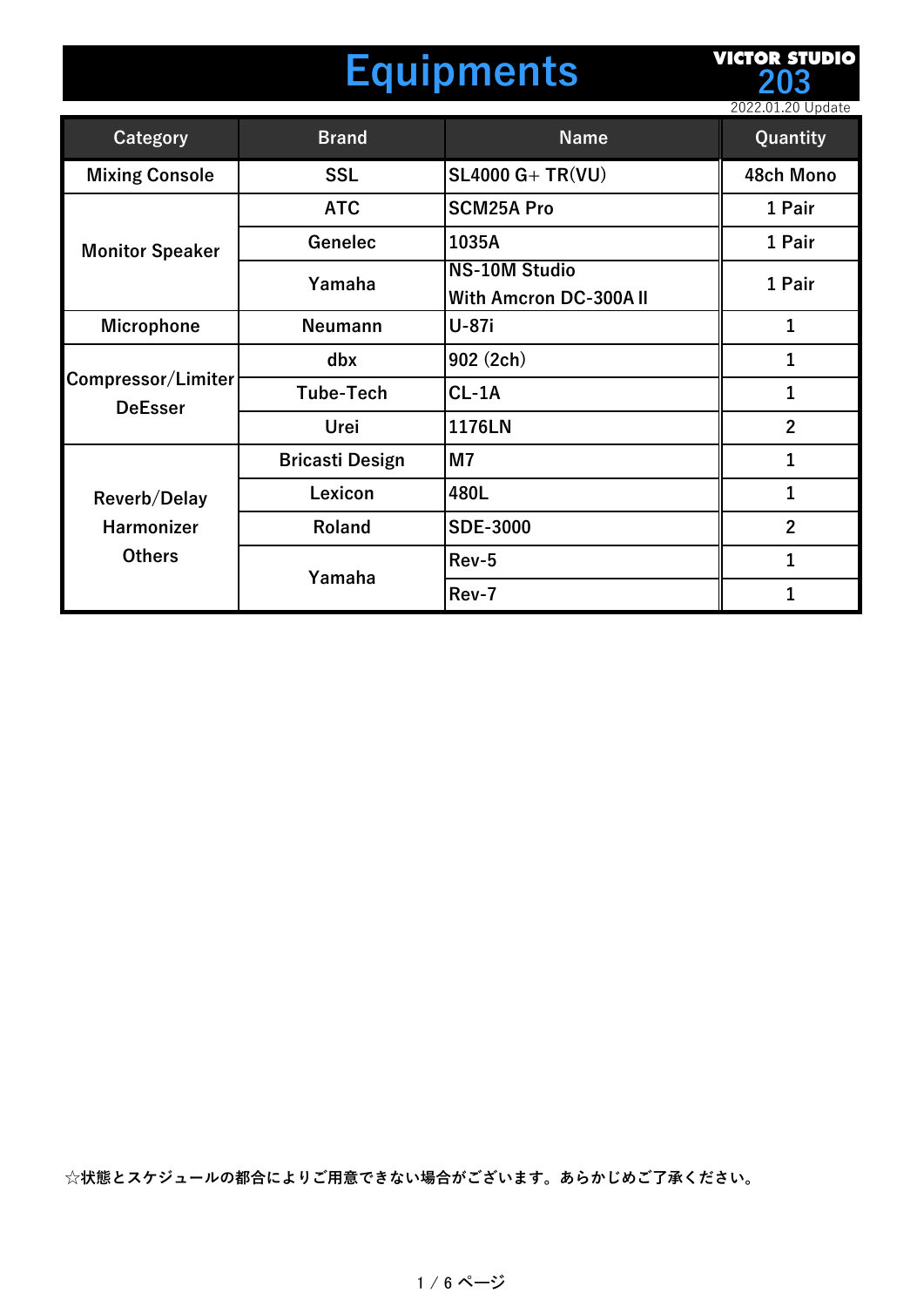# Equipments

VICTOR STUDIO
203

2022.01.20 Update

| Category | Brand | Name | Quantity |
| --- | --- | --- | --- |
| Mixing Console | SSL | SL4000 G+ TR(VU) | 48ch Mono |
| Monitor Speaker | ATC | SCM25A Pro | 1 Pair |
| | Genelec | 1035A | 1 Pair |
| | Yamaha | NS-10M Studio<br>With Amcron DC-300A II | 1 Pair |
| Microphone | Neumann | U-87i | 1 |
| Compressor/Limiter<br>DeEsser | dbx | 902 (2ch) | 1 |
| | Tube-Tech | CL-1A | 1 |
| | Urei | 1176LN | 2 |
| Reverb/Delay<br>Harmonizer<br>Others | Bricasti Design | M7 | 1 |
| | Lexicon | 480L | 1 |
| | Roland | SDE-3000 | 2 |
| | Yamaha | Rev-5 | 1 |
| | | Rev-7 | 1 |

☆状態とスケジュールの都合によりご用意できない場合がございます。あらかじめご了承ください。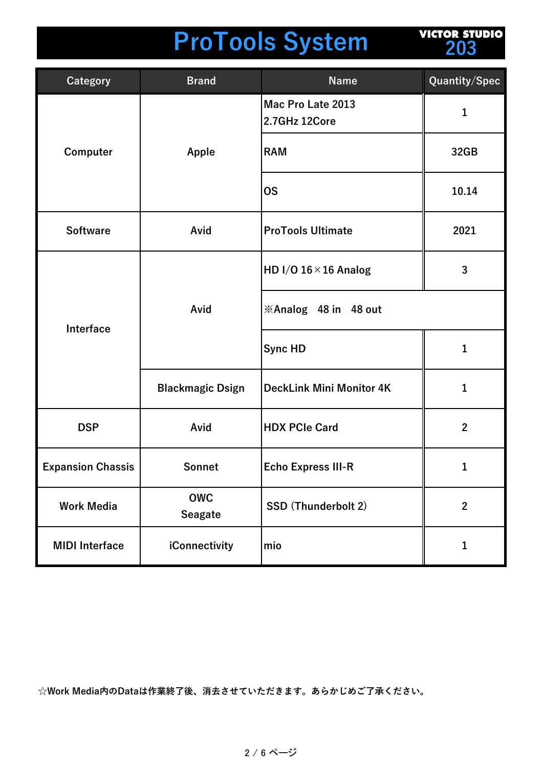# ProTools System

VICTOR STUDIO 203

| Category | Brand | Name | Quantity/Spec |
|---|---|---|---|
| Computer | Apple | Mac Pro Late 2013 2.7GHz 12Core | 1 |
| | | RAM | 32GB |
| | | OS | 10.14 |
| Software | Avid | ProTools Ultimate | 2021 |
| Interface | Avid | HD I/O 16×16 Analog | 3 |
| | | ※Analog　48 in　48 out | |
| | | Sync HD | 1 |
| | Blackmagic Dsign | DeckLink Mini Monitor 4K | 1 |
| DSP | Avid | HDX PCIe Card | 2 |
| Expansion Chassis | Sonnet | Echo Express III-R | 1 |
| Work Media | OWC Seagate | SSD (Thunderbolt 2) | 2 |
| MIDI Interface | iConnectivity | mio | 1 |

☆Work Media内のDataは作業終了後、消去させていただきます。あらかじめご了承ください。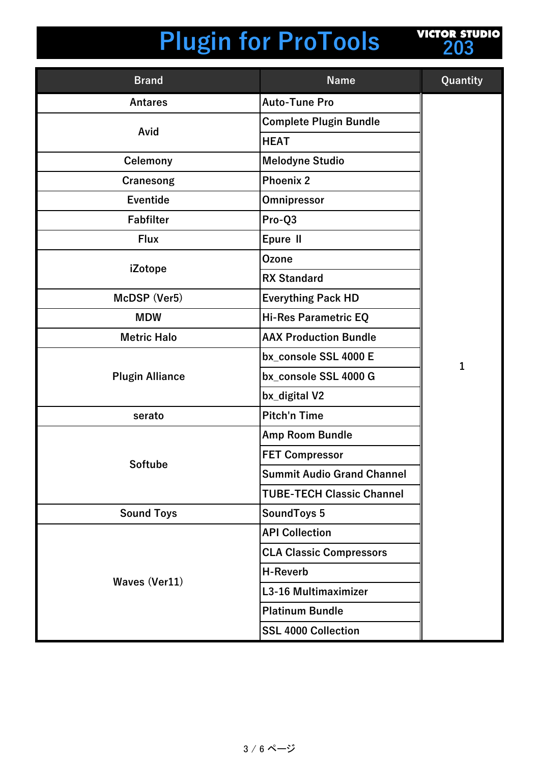# Plugin for ProTools

VICTOR STUDIO 203

| Brand | Name | Quantity |
| --- | --- | --- |
| Antares | Auto-Tune Pro | 1 |
| Avid | Complete Plugin Bundle | |
| | HEAT | |
| Celemony | Melodyne Studio | |
| Cranesong | Phoenix 2 | |
| Eventide | Omnipressor | |
| Fabfilter | Pro-Q3 | |
| Flux | Epure Ⅱ | |
| iZotope | Ozone | |
| | RX Standard | |
| McDSP (Ver5) | Everything Pack HD | |
| MDW | Hi-Res Parametric EQ | |
| Metric Halo | AAX Production Bundle | |
| Plugin Alliance | bx_console SSL 4000 E | |
| | bx_console SSL 4000 G | |
| | bx_digital V2 | |
| serato | Pitch'n Time | |
| Softube | Amp Room Bundle | |
| | FET Compressor | |
| | Summit Audio Grand Channel | |
| | TUBE-TECH Classic Channel | |
| Sound Toys | SoundToys 5 | |
| Waves (Ver11) | API Collection | |
| | CLA Classic Compressors | |
| | H-Reverb | |
| | L3-16 Multimaximizer | |
| | Platinum Bundle | |
| | SSL 4000 Collection | |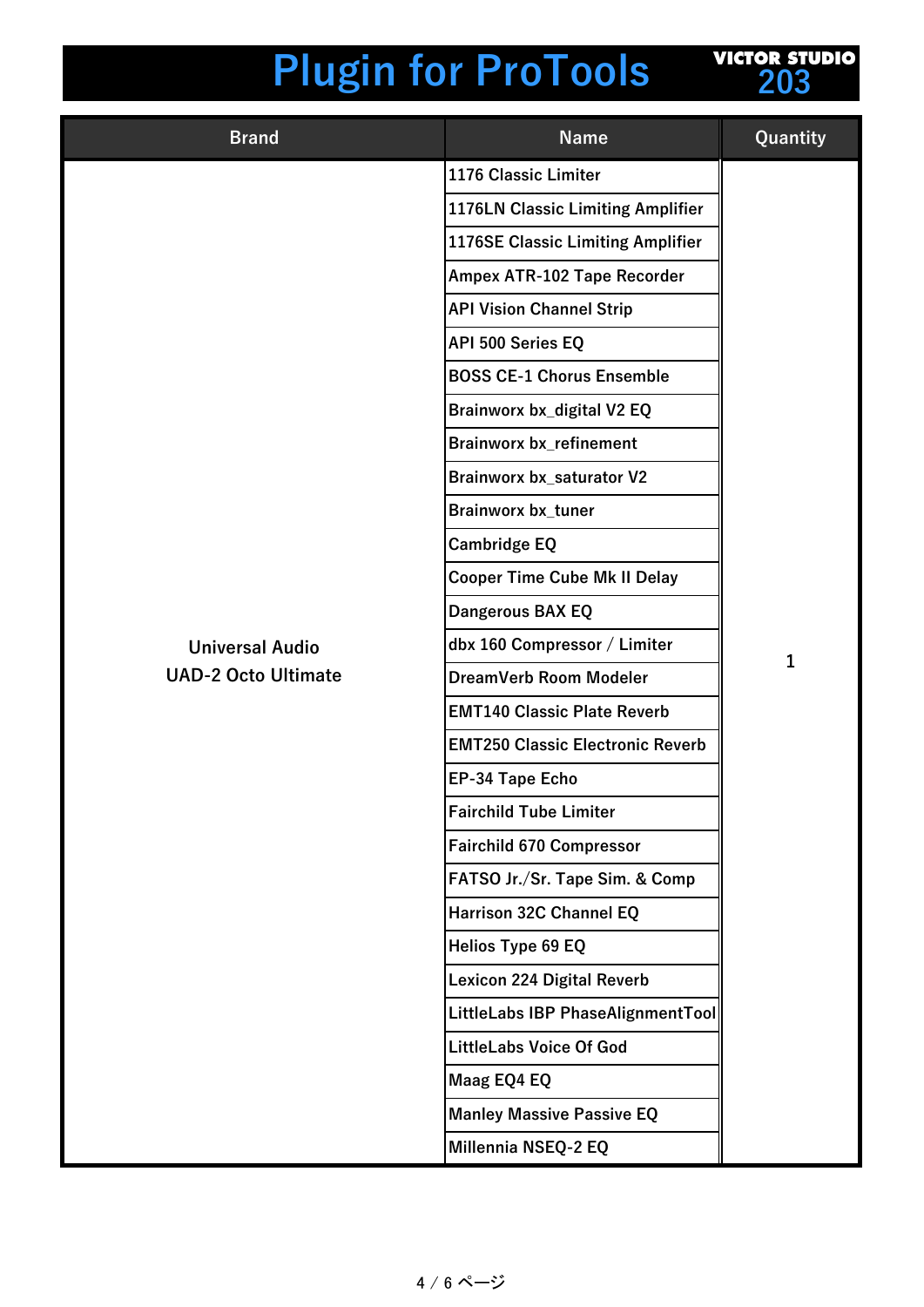# Plugin for ProTools

VICTOR STUDIO 203

| Brand | Name | Quantity |
|---|---|---|
| Universal Audio<br>UAD-2 Octo Ultimate | 1176 Classic Limiter | 1 |
| | 1176LN Classic Limiting Amplifier | |
| | 1176SE Classic Limiting Amplifier | |
| | Ampex ATR-102 Tape Recorder | |
| | API Vision Channel Strip | |
| | API 500 Series EQ | |
| | BOSS CE-1 Chorus Ensemble | |
| | Brainworx bx_digital V2 EQ | |
| | Brainworx bx_refinement | |
| | Brainworx bx_saturator V2 | |
| | Brainworx bx_tuner | |
| | Cambridge EQ | |
| | Cooper Time Cube Mk II Delay | |
| | Dangerous BAX EQ | |
| | dbx 160 Compressor / Limiter | |
| | DreamVerb Room Modeler | |
| | EMT140 Classic Plate Reverb | |
| | EMT250 Classic Electronic Reverb | |
| | EP-34 Tape Echo | |
| | Fairchild Tube Limiter | |
| | Fairchild 670 Compressor | |
| | FATSO Jr./Sr. Tape Sim. & Comp | |
| | Harrison 32C Channel EQ | |
| | Helios Type 69 EQ | |
| | Lexicon 224 Digital Reverb | |
| | LittleLabs IBP PhaseAlignmentTool | |
| | LittleLabs Voice Of God | |
| | Maag EQ4 EQ | |
| | Manley Massive Passive EQ | |
| | Millennia NSEQ-2 EQ | |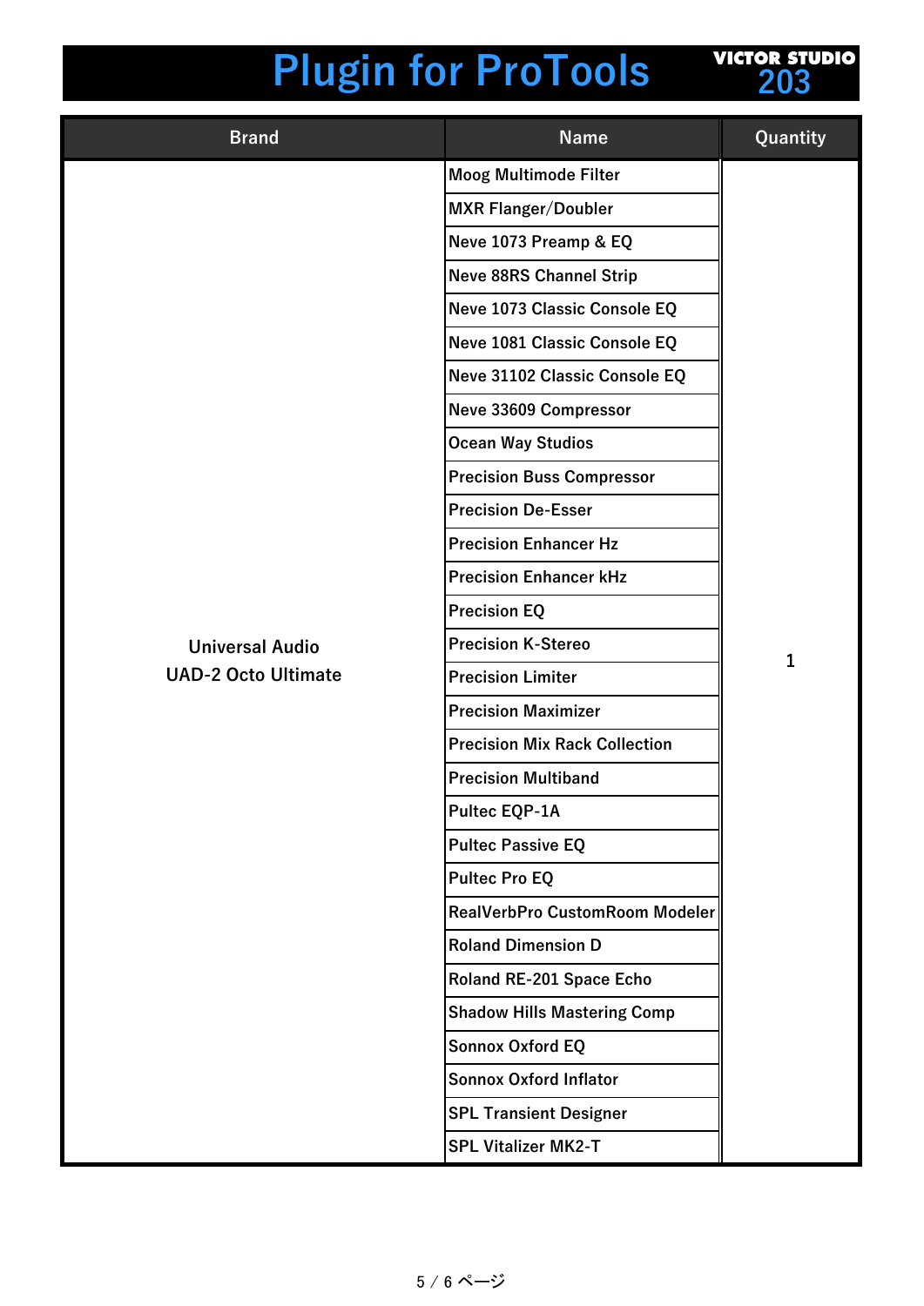# Plugin for ProTools

VICTOR STUDIO 203

| Brand | Name | Quantity |
|---|---|---|
| Universal Audio UAD-2 Octo Ultimate | Moog Multimode Filter | 1 |
| | MXR Flanger/Doubler | |
| | Neve 1073 Preamp & EQ | |
| | Neve 88RS Channel Strip | |
| | Neve 1073 Classic Console EQ | |
| | Neve 1081 Classic Console EQ | |
| | Neve 31102 Classic Console EQ | |
| | Neve 33609 Compressor | |
| | Ocean Way Studios | |
| | Precision Buss Compressor | |
| | Precision De-Esser | |
| | Precision Enhancer Hz | |
| | Precision Enhancer kHz | |
| | Precision EQ | |
| | Precision K-Stereo | |
| | Precision Limiter | |
| | Precision Maximizer | |
| | Precision Mix Rack Collection | |
| | Precision Multiband | |
| | Pultec EQP-1A | |
| | Pultec Passive EQ | |
| | Pultec Pro EQ | |
| | RealVerbPro CustomRoom Modeler | |
| | Roland Dimension D | |
| | Roland RE-201 Space Echo | |
| | Shadow Hills Mastering Comp | |
| | Sonnox Oxford EQ | |
| | Sonnox Oxford Inflator | |
| | SPL Transient Designer | |
| | SPL Vitalizer MK2-T | |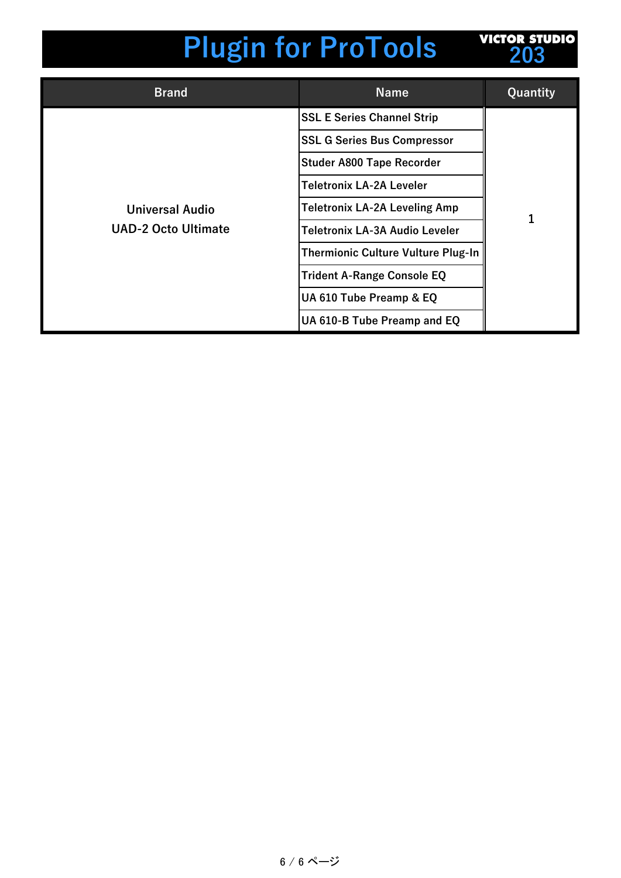# Plugin for ProTools

VICTOR STUDIO 203

| Brand | Name | Quantity |
|---|---|---|
| Universal Audio UAD-2 Octo Ultimate | SSL E Series Channel Strip | 1 |
| | SSL G Series Bus Compressor | |
| | Studer A800 Tape Recorder | |
| | Teletronix LA-2A Leveler | |
| | Teletronix LA-2A Leveling Amp | |
| | Teletronix LA-3A Audio Leveler | |
| | Thermionic Culture Vulture Plug-In | |
| | Trident A-Range Console EQ | |
| | UA 610 Tube Preamp & EQ | |
| | UA 610-B Tube Preamp and EQ | |